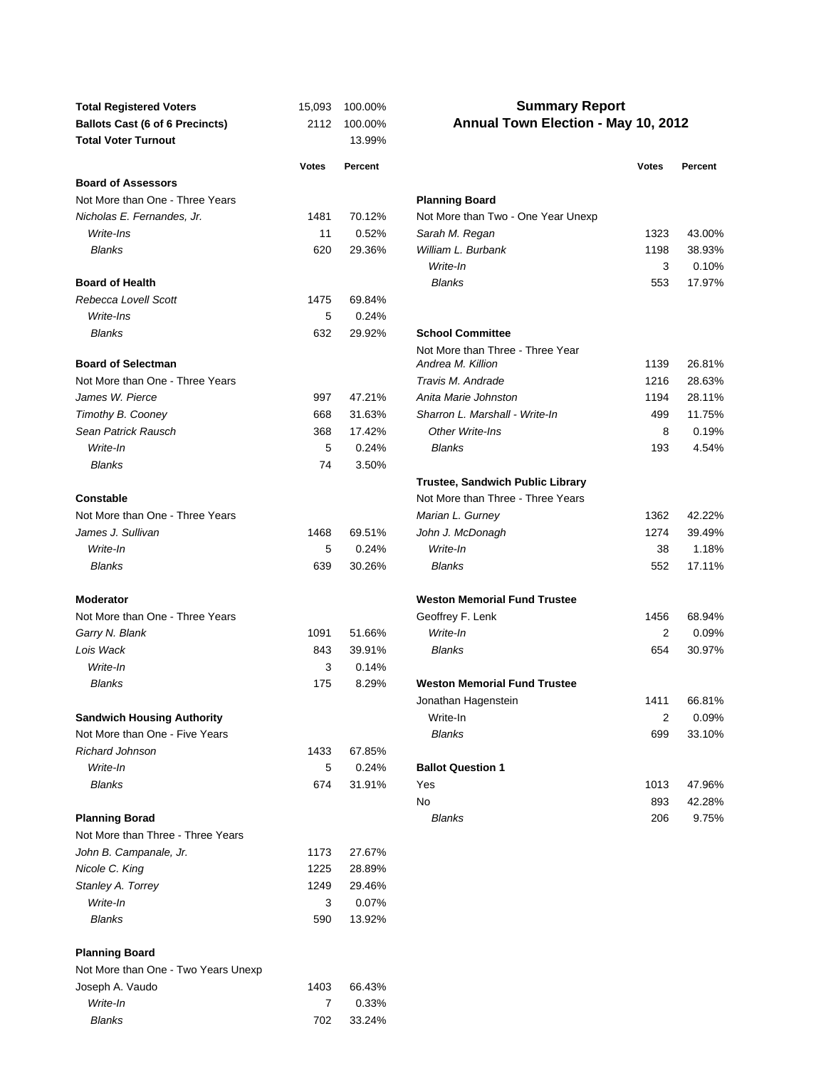# Summary Report
## Annual Town Election - May 10, 2012

| | | |
|---|---|---|
| **Total Registered Voters** | 15,093 | 100.00% |
| **Ballots Cast (6 of 6 Precincts)** | 2112 | 100.00% |
| **Total Voter Turnout** | | 13.99% |

| | Votes | Percent |
|---|---|---|
| **Board of Assessors** | | |
| Not More than One - Three Years | | |
| *Nicholas E. Fernandes, Jr.* | 1481 | 70.12% |
| *Write-Ins* | 11 | 0.52% |
| *Blanks* | 620 | 29.36% |
| **Board of Health** | | |
| *Rebecca Lovell Scott* | 1475 | 69.84% |
| *Write-Ins* | 5 | 0.24% |
| *Blanks* | 632 | 29.92% |
| **Board of Selectman** | | |
| Not More than One - Three Years | | |
| *James W. Pierce* | 997 | 47.21% |
| *Timothy B. Cooney* | 668 | 31.63% |
| *Sean Patrick Rausch* | 368 | 17.42% |
| *Write-In* | 5 | 0.24% |
| *Blanks* | 74 | 3.50% |
| **Constable** | | |
| Not More than One - Three Years | | |
| *James J. Sullivan* | 1468 | 69.51% |
| *Write-In* | 5 | 0.24% |
| *Blanks* | 639 | 30.26% |
| **Moderator** | | |
| Not More than One - Three Years | | |
| *Garry N. Blank* | 1091 | 51.66% |
| *Lois Wack* | 843 | 39.91% |
| *Write-In* | 3 | 0.14% |
| *Blanks* | 175 | 8.29% |
| **Sandwich Housing Authority** | | |
| Not More than One - Five Years | | |
| *Richard Johnson* | 1433 | 67.85% |
| *Write-In* | 5 | 0.24% |
| *Blanks* | 674 | 31.91% |
| **Planning Borad** | | |
| Not More than Three - Three Years | | |
| *John B. Campanale, Jr.* | 1173 | 27.67% |
| *Nicole C. King* | 1225 | 28.89% |
| *Stanley A. Torrey* | 1249 | 29.46% |
| *Write-In* | 3 | 0.07% |
| *Blanks* | 590 | 13.92% |
| **Planning Board** | | |
| Not More than One - Two Years Unexp | | |
| Joseph A. Vaudo | 1403 | 66.43% |
| *Write-In* | 7 | 0.33% |
| *Blanks* | 702 | 33.24% |

| | Votes | Percent |
|---|---|---|
| **Planning Board** | | |
| Not More than Two - One Year Unexp | | |
| *Sarah M. Regan* | 1323 | 43.00% |
| *William L. Burbank* | 1198 | 38.93% |
| *Write-In* | 3 | 0.10% |
| *Blanks* | 553 | 17.97% |
| **School Committee** | | |
| Not More than Three - Three Year | | |
| *Andrea M. Killion* | 1139 | 26.81% |
| *Travis M. Andrade* | 1216 | 28.63% |
| *Anita Marie Johnston* | 1194 | 28.11% |
| *Sharron L. Marshall - Write-In* | 499 | 11.75% |
| *Other Write-Ins* | 8 | 0.19% |
| *Blanks* | 193 | 4.54% |
| **Trustee, Sandwich Public Library** | | |
| Not More than Three - Three Years | | |
| *Marian L. Gurney* | 1362 | 42.22% |
| *John J. McDonagh* | 1274 | 39.49% |
| *Write-In* | 38 | 1.18% |
| *Blanks* | 552 | 17.11% |
| **Weston Memorial Fund Trustee** | | |
| Geoffrey F. Lenk | 1456 | 68.94% |
| *Write-In* | 2 | 0.09% |
| *Blanks* | 654 | 30.97% |
| **Weston Memorial Fund Trustee** | | |
| Jonathan Hagenstein | 1411 | 66.81% |
| Write-In | 2 | 0.09% |
| *Blanks* | 699 | 33.10% |
| **Ballot Question 1** | | |
| Yes | 1013 | 47.96% |
| No | 893 | 42.28% |
| *Blanks* | 206 | 9.75% |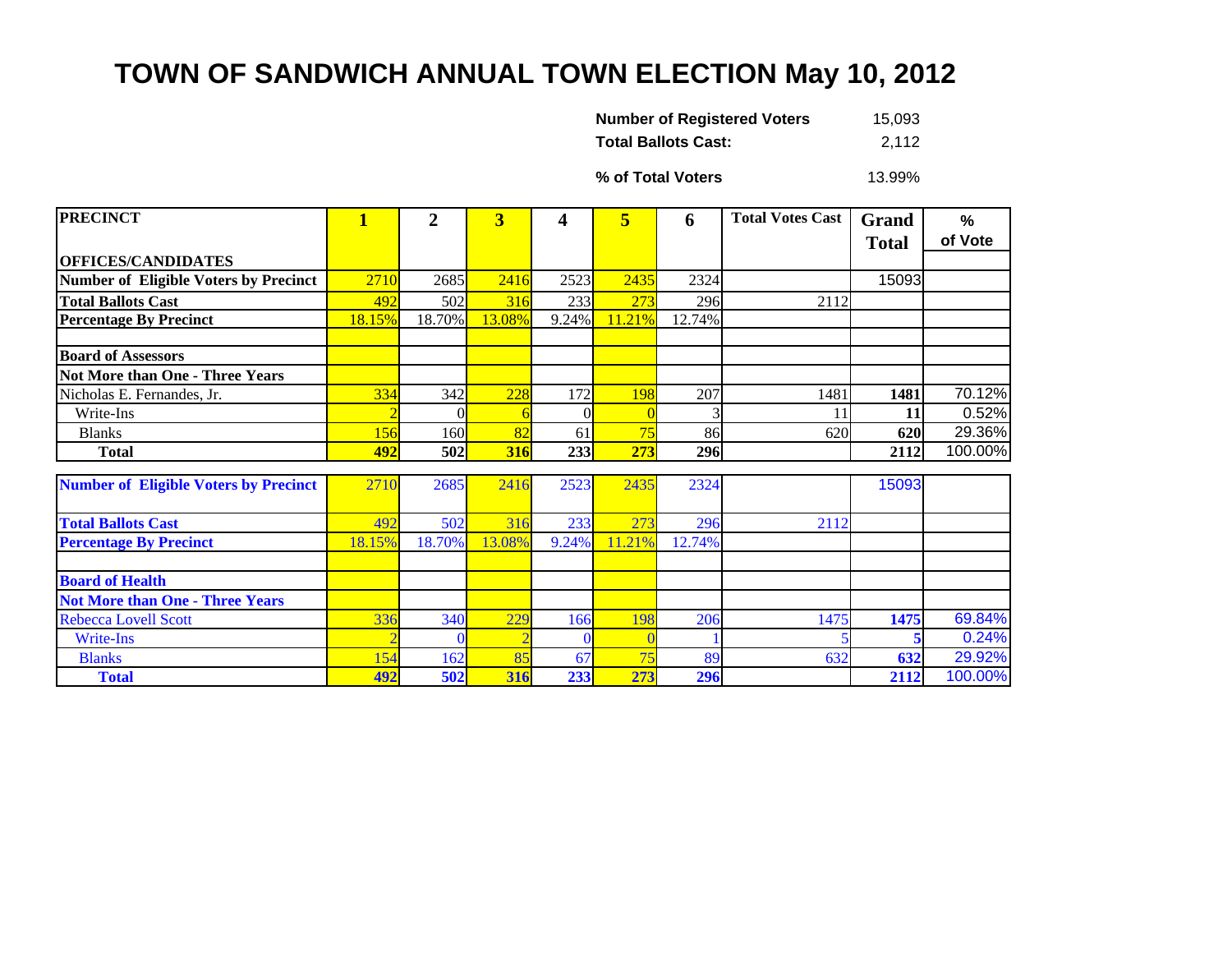# TOWN OF SANDWICH ANNUAL TOWN ELECTION May 10, 2012

**Number of Registered Voters** 15,093
**Total Ballots Cast:** 2,112

**% of Total Voters** 13.99%

| PRECINCT<br><br>OFFICES/CANDIDATES | 1 | 2 | 3 | 4 | 5 | 6 | Total Votes Cast | Grand Total | % of Vote |
|---|---|---|---|---|---|---|---|---|---|
| **Number of Eligible Voters by Precinct** | 2710 | 2685 | 2416 | 2523 | 2435 | 2324 | | 15093 | |
| **Total Ballots Cast** | 492 | 502 | 316 | 233 | 273 | 296 | 2112 | | |
| **Percentage By Precinct** | 18.15% | 18.70% | 13.08% | 9.24% | 11.21% | 12.74% | | | |
| | | | | | | | | | |
| **Board of Assessors** | | | | | | | | | |
| **Not More than One - Three Years** | | | | | | | | | |
| Nicholas E. Fernandes, Jr. | 334 | 342 | 228 | 172 | 198 | 207 | 1481 | **1481** | 70.12% |
| Write-Ins | 2 | 0 | 6 | 0 | 0 | 3 | 11 | **11** | 0.52% |
| Blanks | 156 | 160 | 82 | 61 | 75 | 86 | 620 | **620** | 29.36% |
| **Total** | **492** | **502** | **316** | **233** | **273** | **296** | | **2112** | 100.00% |

| | 1 | 2 | 3 | 4 | 5 | 6 | Total Votes Cast | Grand Total | % of Vote |
|---|---|---|---|---|---|---|---|---|---|
| **Number of Eligible Voters by Precinct** | 2710 | 2685 | 2416 | 2523 | 2435 | 2324 | | 15093 | |
| **Total Ballots Cast** | 492 | 502 | 316 | 233 | 273 | 296 | 2112 | | |
| **Percentage By Precinct** | 18.15% | 18.70% | 13.08% | 9.24% | 11.21% | 12.74% | | | |
| | | | | | | | | | |
| **Board of Health** | | | | | | | | | |
| **Not More than One - Three Years** | | | | | | | | | |
| Rebecca Lovell Scott | 336 | 340 | 229 | 166 | 198 | 206 | 1475 | **1475** | 69.84% |
| Write-Ins | 2 | 0 | 2 | 0 | 0 | 1 | 5 | **5** | 0.24% |
| Blanks | 154 | 162 | 85 | 67 | 75 | 89 | 632 | **632** | 29.92% |
| **Total** | **492** | **502** | **316** | **233** | **273** | **296** | | **2112** | 100.00% |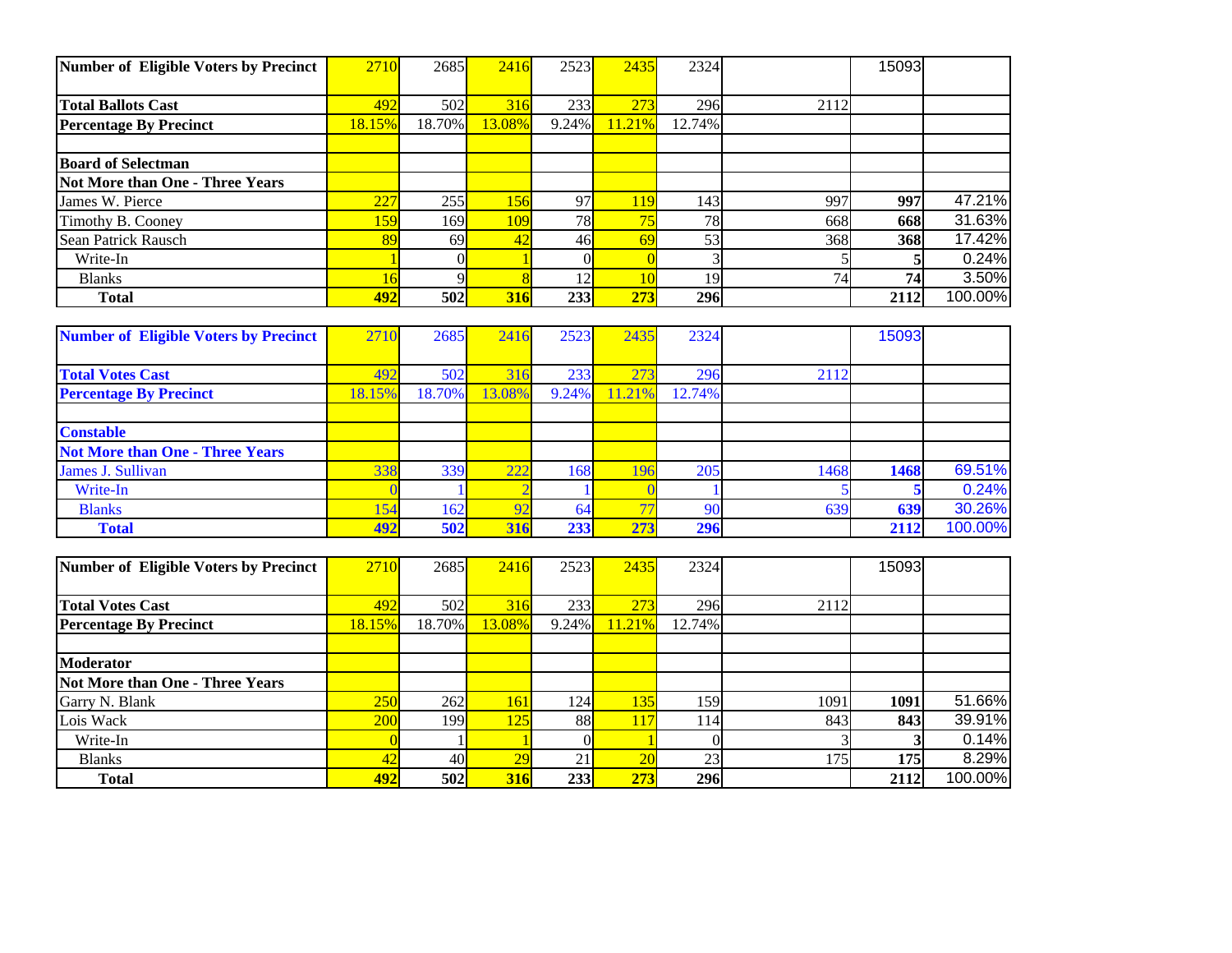| Number of Eligible Voters by Precinct | 2710 | 2685 | 2416 | 2523 | 2435 | 2324 | | 15093 | |
|---|---|---|---|---|---|---|---|---|---|
| Total Ballots Cast | 492 | 502 | 316 | 233 | 273 | 296 | 2112 | | |
| Percentage By Precinct | 18.15% | 18.70% | 13.08% | 9.24% | 11.21% | 12.74% | | | |
| | | | | | | | | | |
| **Board of Selectman** | | | | | | | | | |
| **Not More than One - Three Years** | | | | | | | | | |
| James W. Pierce | 227 | 255 | 156 | 97 | 119 | 143 | 997 | **997** | 47.21% |
| Timothy B. Cooney | 159 | 169 | 109 | 78 | 75 | 78 | 668 | **668** | 31.63% |
| Sean Patrick Rausch | 89 | 69 | 42 | 46 | 69 | 53 | 368 | **368** | 17.42% |
| Write-In | 1 | 0 | 1 | 0 | 0 | 3 | 5 | **5** | 0.24% |
| Blanks | 16 | 9 | 8 | 12 | 10 | 19 | 74 | **74** | 3.50% |
| **Total** | **492** | **502** | **316** | **233** | **273** | **296** | | **2112** | 100.00% |

| Number of Eligible Voters by Precinct | 2710 | 2685 | 2416 | 2523 | 2435 | 2324 | | 15093 | |
|---|---|---|---|---|---|---|---|---|---|
| Total Votes Cast | 492 | 502 | 316 | 233 | 273 | 296 | 2112 | | |
| Percentage By Precinct | 18.15% | 18.70% | 13.08% | 9.24% | 11.21% | 12.74% | | | |
| | | | | | | | | | |
| **Constable** | | | | | | | | | |
| **Not More than One - Three Years** | | | | | | | | | |
| James J. Sullivan | 338 | 339 | 222 | 168 | 196 | 205 | 1468 | **1468** | 69.51% |
| Write-In | 0 | 1 | 2 | 1 | 0 | 1 | 5 | **5** | 0.24% |
| Blanks | 154 | 162 | 92 | 64 | 77 | 90 | 639 | **639** | 30.26% |
| **Total** | **492** | **502** | **316** | **233** | **273** | **296** | | **2112** | 100.00% |

| Number of Eligible Voters by Precinct | 2710 | 2685 | 2416 | 2523 | 2435 | 2324 | | 15093 | |
|---|---|---|---|---|---|---|---|---|---|
| Total Votes Cast | 492 | 502 | 316 | 233 | 273 | 296 | 2112 | | |
| Percentage By Precinct | 18.15% | 18.70% | 13.08% | 9.24% | 11.21% | 12.74% | | | |
| | | | | | | | | | |
| **Moderator** | | | | | | | | | |
| **Not More than One - Three Years** | | | | | | | | | |
| Garry N. Blank | 250 | 262 | 161 | 124 | 135 | 159 | 1091 | **1091** | 51.66% |
| Lois Wack | 200 | 199 | 125 | 88 | 117 | 114 | 843 | **843** | 39.91% |
| Write-In | 0 | 1 | 1 | 0 | 1 | 0 | 3 | **3** | 0.14% |
| Blanks | 42 | 40 | 29 | 21 | 20 | 23 | 175 | **175** | 8.29% |
| **Total** | **492** | **502** | **316** | **233** | **273** | **296** | | **2112** | 100.00% |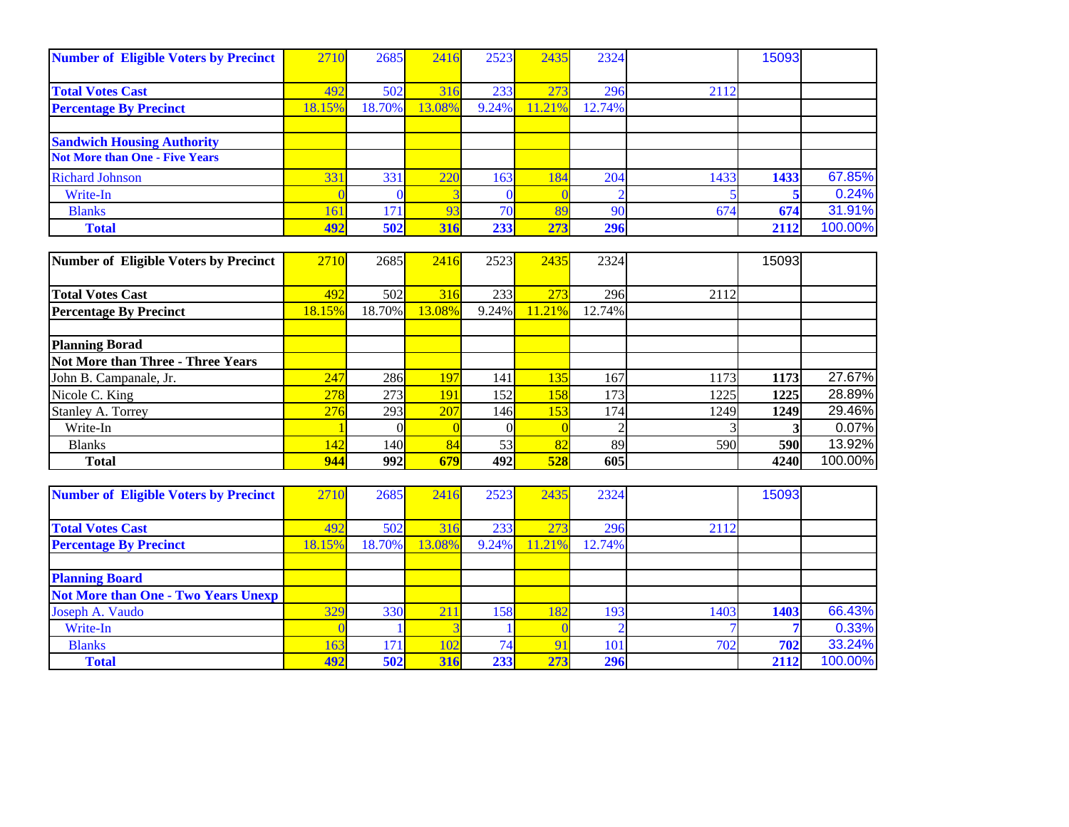| Number of Eligible Voters by Precinct | 2710 | 2685 | 2416 | 2523 | 2435 | 2324 | | 15093 | |
|---|---|---|---|---|---|---|---|---|---|
| **Total Votes Cast** | 492 | 502 | 316 | 233 | 273 | 296 | 2112 | | |
| **Percentage By Precinct** | 18.15% | 18.70% | 13.08% | 9.24% | 11.21% | 12.74% | | | |
| | | | | | | | | | |
| **Sandwich Housing Authority** | | | | | | | | | |
| **Not More than One - Five Years** | | | | | | | | | |
| Richard Johnson | 331 | 331 | 220 | 163 | 184 | 204 | 1433 | **1433** | 67.85% |
| Write-In | 0 | 0 | 3 | 0 | 0 | 2 | 5 | **5** | 0.24% |
| Blanks | 161 | 171 | 93 | 70 | 89 | 90 | 674 | **674** | 31.91% |
| **Total** | **492** | **502** | **316** | **233** | **273** | **296** | | **2112** | 100.00% |

| Number of Eligible Voters by Precinct | 2710 | 2685 | 2416 | 2523 | 2435 | 2324 | | 15093 | |
|---|---|---|---|---|---|---|---|---|---|
| **Total Votes Cast** | 492 | 502 | 316 | 233 | 273 | 296 | 2112 | | |
| **Percentage By Precinct** | 18.15% | 18.70% | 13.08% | 9.24% | 11.21% | 12.74% | | | |
| | | | | | | | | | |
| **Planning Borad** | | | | | | | | | |
| **Not More than Three - Three Years** | | | | | | | | | |
| John B. Campanale, Jr. | 247 | 286 | 197 | 141 | 135 | 167 | 1173 | **1173** | 27.67% |
| Nicole C. King | 278 | 273 | 191 | 152 | 158 | 173 | 1225 | **1225** | 28.89% |
| Stanley A. Torrey | 276 | 293 | 207 | 146 | 153 | 174 | 1249 | **1249** | 29.46% |
| Write-In | 1 | 0 | 0 | 0 | 0 | 2 | 3 | **3** | 0.07% |
| Blanks | 142 | 140 | 84 | 53 | 82 | 89 | 590 | **590** | 13.92% |
| **Total** | **944** | **992** | **679** | **492** | **528** | **605** | | **4240** | 100.00% |

| Number of Eligible Voters by Precinct | 2710 | 2685 | 2416 | 2523 | 2435 | 2324 | | 15093 | |
|---|---|---|---|---|---|---|---|---|---|
| **Total Votes Cast** | 492 | 502 | 316 | 233 | 273 | 296 | 2112 | | |
| **Percentage By Precinct** | 18.15% | 18.70% | 13.08% | 9.24% | 11.21% | 12.74% | | | |
| | | | | | | | | | |
| **Planning Board** | | | | | | | | | |
| **Not More than One - Two Years Unexp** | | | | | | | | | |
| Joseph A. Vaudo | 329 | 330 | 211 | 158 | 182 | 193 | 1403 | **1403** | 66.43% |
| Write-In | 0 | 1 | 3 | 1 | 0 | 2 | 7 | **7** | 0.33% |
| Blanks | 163 | 171 | 102 | 74 | 91 | 101 | 702 | **702** | 33.24% |
| **Total** | **492** | **502** | **316** | **233** | **273** | **296** | | **2112** | 100.00% |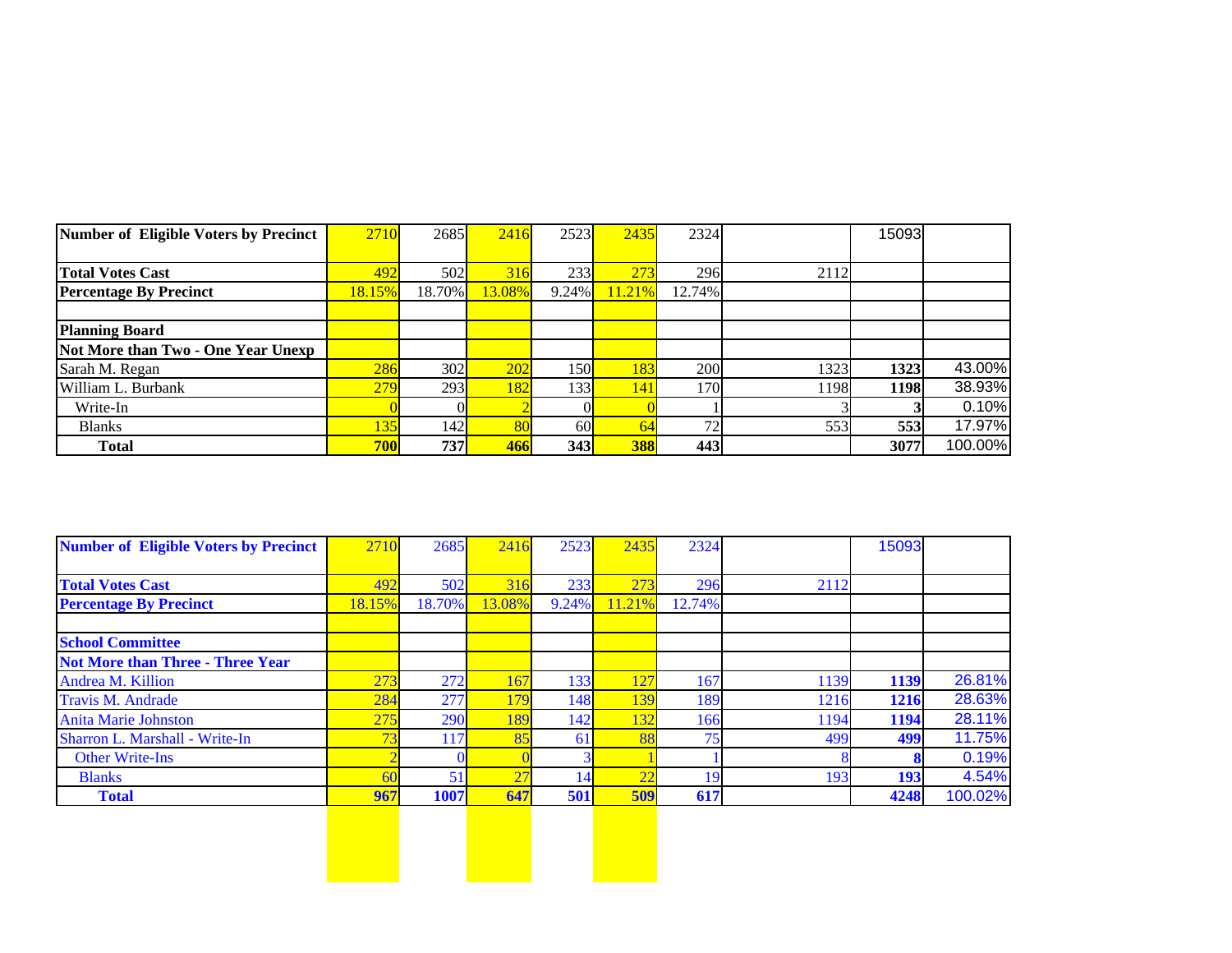| Number of Eligible Voters by Precinct | 2710 | 2685 | 2416 | 2523 | 2435 | 2324 | | 15093 | |
|---|---|---|---|---|---|---|---|---|---|
| Total Votes Cast | 492 | 502 | 316 | 233 | 273 | 296 | 2112 | | |
| Percentage By Precinct | 18.15% | 18.70% | 13.08% | 9.24% | 11.21% | 12.74% | | | |
| | | | | | | | | | |
| **Planning Board** | | | | | | | | | |
| **Not More than Two - One Year Unexp** | | | | | | | | | |
| Sarah M. Regan | 286 | 302 | 202 | 150 | 183 | 200 | 1323 | **1323** | 43.00% |
| William L. Burbank | 279 | 293 | 182 | 133 | 141 | 170 | 1198 | **1198** | 38.93% |
| Write-In | 0 | 0 | 2 | 0 | 0 | 1 | 3 | **3** | 0.10% |
| Blanks | 135 | 142 | 80 | 60 | 64 | 72 | 553 | **553** | 17.97% |
| **Total** | **700** | **737** | **466** | **343** | **388** | **443** | | **3077** | 100.00% |

| Number of Eligible Voters by Precinct | 2710 | 2685 | 2416 | 2523 | 2435 | 2324 | | 15093 | |
|---|---|---|---|---|---|---|---|---|---|
| Total Votes Cast | 492 | 502 | 316 | 233 | 273 | 296 | 2112 | | |
| Percentage By Precinct | 18.15% | 18.70% | 13.08% | 9.24% | 11.21% | 12.74% | | | |
| | | | | | | | | | |
| **School Committee** | | | | | | | | | |
| **Not More than Three - Three Year** | | | | | | | | | |
| Andrea M. Killion | 273 | 272 | 167 | 133 | 127 | 167 | 1139 | **1139** | 26.81% |
| Travis M. Andrade | 284 | 277 | 179 | 148 | 139 | 189 | 1216 | **1216** | 28.63% |
| Anita Marie Johnston | 275 | 290 | 189 | 142 | 132 | 166 | 1194 | **1194** | 28.11% |
| Sharron L. Marshall - Write-In | 73 | 117 | 85 | 61 | 88 | 75 | 499 | **499** | 11.75% |
| Other Write-Ins | 2 | 0 | 0 | 3 | 1 | 1 | 8 | **8** | 0.19% |
| Blanks | 60 | 51 | 27 | 14 | 22 | 19 | 193 | **193** | 4.54% |
| **Total** | **967** | **1007** | **647** | **501** | **509** | **617** | | **4248** | 100.02% |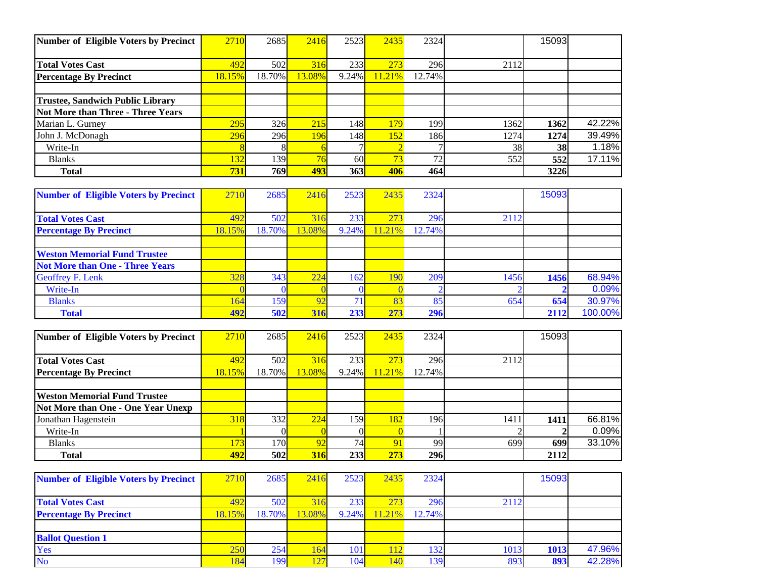| Number of Eligible Voters by Precinct | 2710 | 2685 | 2416 | 2523 | 2435 | 2324 | | 15093 | |
|---|---|---|---|---|---|---|---|---|---|
| Total Votes Cast | 492 | 502 | 316 | 233 | 273 | 296 | 2112 | | |
| Percentage By Precinct | 18.15% | 18.70% | 13.08% | 9.24% | 11.21% | 12.74% | | | |
| | | | | | | | | | |
| **Trustee, Sandwich Public Library** | | | | | | | | | |
| **Not More than Three - Three Years** | | | | | | | | | |
| Marian L. Gurney | 295 | 326 | 215 | 148 | 179 | 199 | 1362 | **1362** | 42.22% |
| John J. McDonagh | 296 | 296 | 196 | 148 | 152 | 186 | 1274 | **1274** | 39.49% |
| Write-In | 8 | 8 | 6 | 7 | 2 | 7 | 38 | **38** | 1.18% |
| Blanks | 132 | 139 | 76 | 60 | 73 | 72 | 552 | **552** | 17.11% |
| **Total** | **731** | **769** | **493** | **363** | **406** | **464** | | **3226** | |

| Number of Eligible Voters by Precinct | 2710 | 2685 | 2416 | 2523 | 2435 | 2324 | | 15093 | |
|---|---|---|---|---|---|---|---|---|---|
| Total Votes Cast | 492 | 502 | 316 | 233 | 273 | 296 | 2112 | | |
| Percentage By Precinct | 18.15% | 18.70% | 13.08% | 9.24% | 11.21% | 12.74% | | | |
| | | | | | | | | | |
| **Weston Memorial Fund Trustee** | | | | | | | | | |
| **Not More than One - Three Years** | | | | | | | | | |
| Geoffrey F. Lenk | 328 | 343 | 224 | 162 | 190 | 209 | 1456 | **1456** | 68.94% |
| Write-In | 0 | 0 | 0 | 0 | 0 | 2 | 2 | **2** | 0.09% |
| Blanks | 164 | 159 | 92 | 71 | 83 | 85 | 654 | **654** | 30.97% |
| **Total** | **492** | **502** | **316** | **233** | **273** | **296** | | **2112** | 100.00% |

| Number of Eligible Voters by Precinct | 2710 | 2685 | 2416 | 2523 | 2435 | 2324 | | 15093 | |
|---|---|---|---|---|---|---|---|---|---|
| Total Votes Cast | 492 | 502 | 316 | 233 | 273 | 296 | 2112 | | |
| Percentage By Precinct | 18.15% | 18.70% | 13.08% | 9.24% | 11.21% | 12.74% | | | |
| | | | | | | | | | |
| **Weston Memorial Fund Trustee** | | | | | | | | | |
| **Not More than One - One Year Unexp** | | | | | | | | | |
| Jonathan Hagenstein | 318 | 332 | 224 | 159 | 182 | 196 | 1411 | **1411** | 66.81% |
| Write-In | 1 | 0 | 0 | 0 | 0 | 1 | 2 | **2** | 0.09% |
| Blanks | 173 | 170 | 92 | 74 | 91 | 99 | 699 | **699** | 33.10% |
| **Total** | **492** | **502** | **316** | **233** | **273** | **296** | | **2112** | |

| Number of Eligible Voters by Precinct | 2710 | 2685 | 2416 | 2523 | 2435 | 2324 | | 15093 | |
|---|---|---|---|---|---|---|---|---|---|
| Total Votes Cast | 492 | 502 | 316 | 233 | 273 | 296 | 2112 | | |
| Percentage By Precinct | 18.15% | 18.70% | 13.08% | 9.24% | 11.21% | 12.74% | | | |
| | | | | | | | | | |
| **Ballot Question 1** | | | | | | | | | |
| Yes | 250 | 254 | 164 | 101 | 112 | 132 | 1013 | **1013** | 47.96% |
| No | 184 | 199 | 127 | 104 | 140 | 139 | 893 | **893** | 42.28% |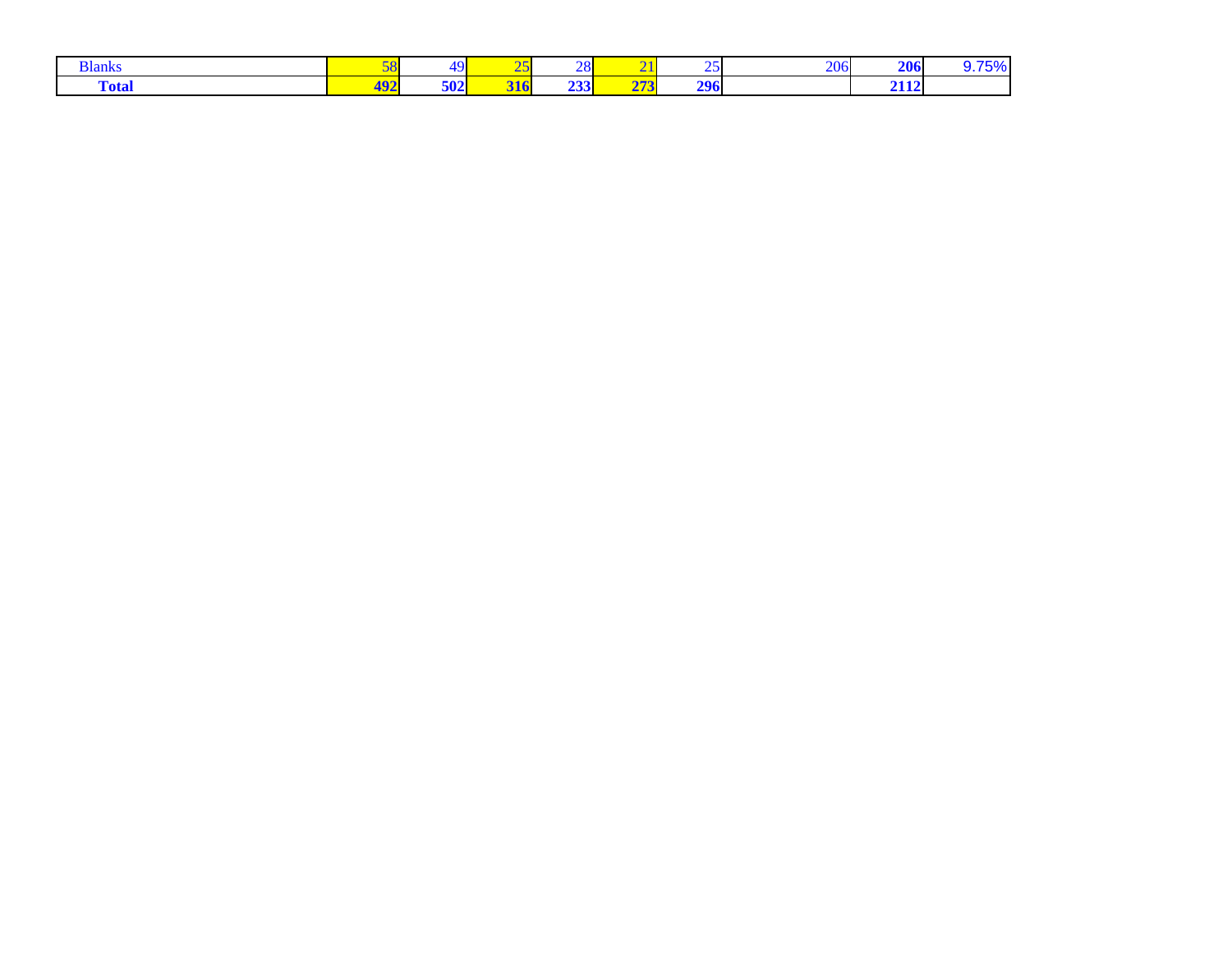| | | | | | | | | | |
|---|---|---|---|---|---|---|---|---|---|
| Blanks | 58 | 49 | 25 | 28 | 21 | 25 | 206 | **206** | 9.75% |
| **Total** | **492** | **502** | **316** | **233** | **273** | **296** | | **2112** | |